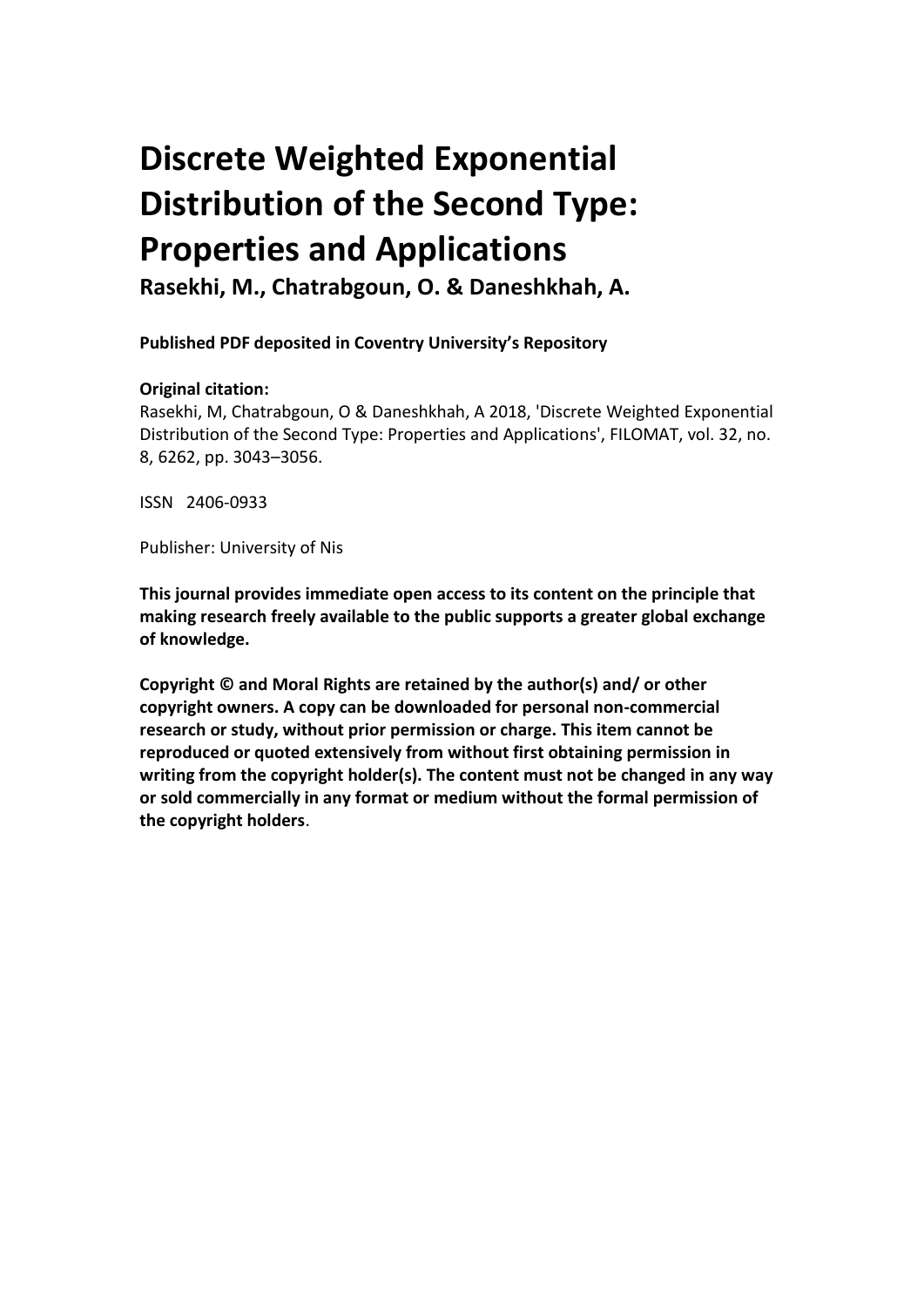# Discrete Weighted Exponential Distribution of the Second Type: Properties and Applications

**Rasekhi, M., Chatrabgoun, O. & Daneshkhah, A.**

**Published PDF deposited in Coventry University's Repository**

**Original citation:**

Rasekhi, M, Chatrabgoun, O & Daneshkhah, A 2018, 'Discrete Weighted Exponential Distribution of the Second Type: Properties and Applications', FILOMAT, vol. 32, no. 8, 6262, pp. 3043–3056.

ISSN 2406-0933

Publisher: University of Nis

**This journal provides immediate open access to its content on the principle that making research freely available to the public supports a greater global exchange of knowledge.**

**Copyright © and Moral Rights are retained by the author(s) and/ or other copyright owners. A copy can be downloaded for personal non-commercial research or study, without prior permission or charge. This item cannot be reproduced or quoted extensively from without first obtaining permission in writing from the copyright holder(s). The content must not be changed in any way or sold commercially in any format or medium without the formal permission of the copyright holders**.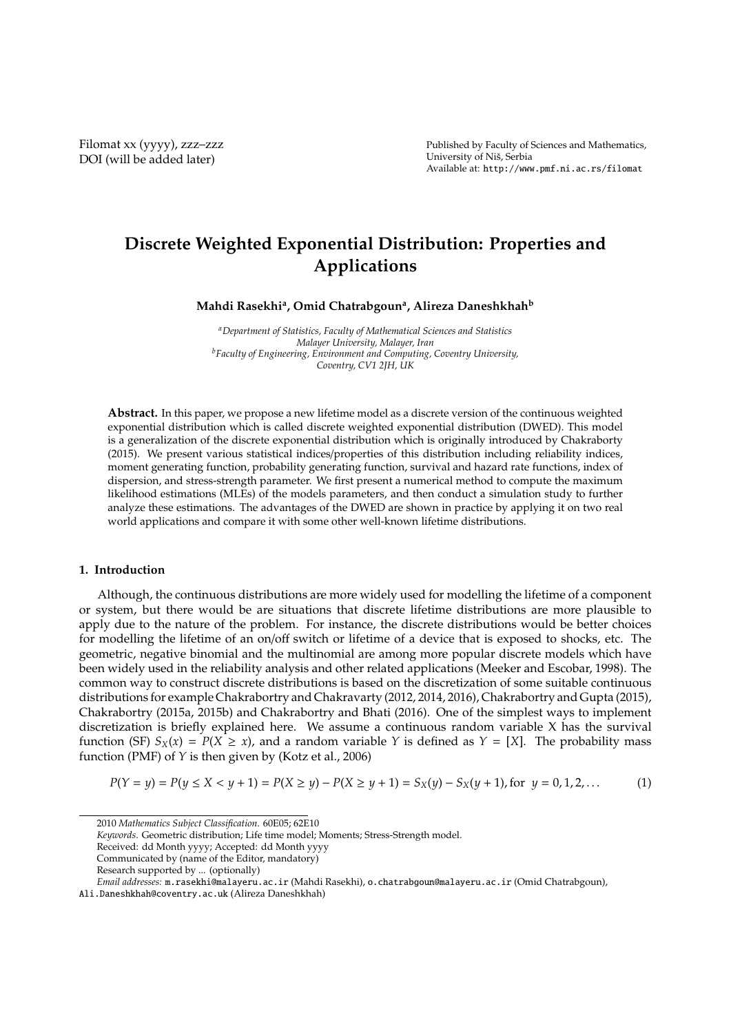# Discrete Weighted Exponential Distribution: Properties and Applications

**Mahdi Rasekhi[a], Omid Chatrabgoun[a], Alireza Daneshkhah[b]**

[a]*Department of Statistics, Faculty of Mathematical Sciences and Statistics Malayer University, Malayer, Iran*
[b]*Faculty of Engineering, Environment and Computing, Coventry University, Coventry, CV1 2JH, UK*

**Abstract.** In this paper, we propose a new lifetime model as a discrete version of the continuous weighted exponential distribution which is called discrete weighted exponential distribution (DWED). This model is a generalization of the discrete exponential distribution which is originally introduced by Chakraborty (2015). We present various statistical indices/properties of this distribution including reliability indices, moment generating function, probability generating function, survival and hazard rate functions, index of dispersion, and stress-strength parameter. We first present a numerical method to compute the maximum likelihood estimations (MLEs) of the models parameters, and then conduct a simulation study to further analyze these estimations. The advantages of the DWED are shown in practice by applying it on two real world applications and compare it with some other well-known lifetime distributions.

## 1. Introduction

Although, the continuous distributions are more widely used for modelling the lifetime of a component or system, but there would be are situations that discrete lifetime distributions are more plausible to apply due to the nature of the problem. For instance, the discrete distributions would be better choices for modelling the lifetime of an on/off switch or lifetime of a device that is exposed to shocks, etc. The geometric, negative binomial and the multinomial are among more popular discrete models which have been widely used in the reliability analysis and other related applications (Meeker and Escobar, 1998). The common way to construct discrete distributions is based on the discretization of some suitable continuous distributions for example Chakrabortry and Chakravarty (2012, 2014, 2016), Chakrabortry and Gupta (2015), Chakrabortry (2015a, 2015b) and Chakrabortry and Bhati (2016). One of the simplest ways to implement discretization is briefly explained here. We assume a continuous random variable X has the survival function (SF) $S_X(x) = P(X \geq x)$, and a random variable $Y$ is defined as $Y = [X]$. The probability mass function (PMF) of $Y$ is then given by (Kotz et al., 2006)

$$P(Y = y) = P(y \leq X < y + 1) = P(X \geq y) - P(X \geq y + 1) = S_X(y) - S_X(y + 1), \text{for } \; y = 0, 1, 2, \ldots \tag{1}$$

---

2010 *Mathematics Subject Classification*. 60E05; 62E10

*Keywords*. Geometric distribution; Life time model; Moments; Stress-Strength model.

Received: dd Month yyyy; Accepted: dd Month yyyy

Communicated by (name of the Editor, mandatory)

Research supported by ... (optionally)

*Email addresses:* m.rasekhi@malayeru.ac.ir (Mahdi Rasekhi), o.chatrabgoun@malayeru.ac.ir (Omid Chatrabgoun), Ali.Daneshkhah@coventry.ac.uk (Alireza Daneshkhah)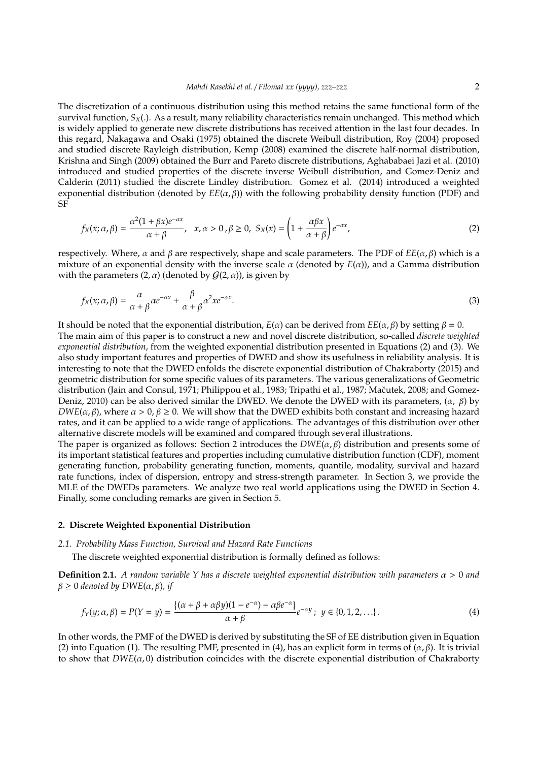The discretization of a continuous distribution using this method retains the same functional form of the survival function, $S_X(.)$. As a result, many reliability characteristics remain unchanged. This method which is widely applied to generate new discrete distributions has received attention in the last four decades. In this regard, Nakagawa and Osaki (1975) obtained the discrete Weibull distribution, Roy (2004) proposed and studied discrete Rayleigh distribution, Kemp (2008) examined the discrete half-normal distribution, Krishna and Singh (2009) obtained the Burr and Pareto discrete distributions, Aghababaei Jazi et al. (2010) introduced and studied properties of the discrete inverse Weibull distribution, and Gomez-Deniz and Calderin (2011) studied the discrete Lindley distribution. Gomez et al. (2014) introduced a weighted exponential distribution (denoted by $EE(\alpha, \beta)$) with the following probability density function (PDF) and SF

$$f_X(x;\alpha,\beta) = \frac{\alpha^2(1+\beta x)e^{-\alpha x}}{\alpha+\beta}, \quad x,\alpha > 0\,, \beta \geq 0, \;\; S_X(x) = \left(1+\frac{\alpha\beta x}{\alpha+\beta}\right)e^{-\alpha x}, \tag{2}$$

respectively. Where, $\alpha$ and $\beta$ are respectively, shape and scale parameters. The PDF of $EE(\alpha, \beta)$ which is a mixture of an exponential density with the inverse scale $\alpha$ (denoted by $E(\alpha)$), and a Gamma distribution with the parameters $(2, \alpha)$ (denoted by $\mathcal{G}(2, \alpha)$), is given by

$$f_X(x;\alpha,\beta) = \frac{\alpha}{\alpha+\beta}\alpha e^{-\alpha x} + \frac{\beta}{\alpha+\beta}\alpha^2 x e^{-\alpha x}. \tag{3}$$

It should be noted that the exponential distribution, $E(\alpha)$ can be derived from $EE(\alpha, \beta)$ by setting $\beta = 0$.

The main aim of this paper is to construct a new and novel discrete distribution, so-called *discrete weighted exponential distribution*, from the weighted exponential distribution presented in Equations (2) and (3). We also study important features and properties of DWED and show its usefulness in reliability analysis. It is interesting to note that the DWED enfolds the discrete exponential distribution of Chakraborty (2015) and geometric distribution for some specific values of its parameters. The various generalizations of Geometric distribution (Jain and Consul, 1971; Philippou et al., 1983; Tripathi et al., 1987; Mačutek, 2008; and Gomez-Deniz, 2010) can be also derived similar the DWED. We denote the DWED with its parameters, $(\alpha, \beta)$ by $DWE(\alpha, \beta)$, where $\alpha > 0$, $\beta \geq 0$. We will show that the DWED exhibits both constant and increasing hazard rates, and it can be applied to a wide range of applications. The advantages of this distribution over other alternative discrete models will be examined and compared through several illustrations.

The paper is organized as follows: Section 2 introduces the $DWE(\alpha, \beta)$ distribution and presents some of its important statistical features and properties including cumulative distribution function (CDF), moment generating function, probability generating function, moments, quantile, modality, survival and hazard rate functions, index of dispersion, entropy and stress-strength parameter. In Section 3, we provide the MLE of the DWEDs parameters. We analyze two real world applications using the DWED in Section 4. Finally, some concluding remarks are given in Section 5.

## 2. Discrete Weighted Exponential Distribution

### 2.1. Probability Mass Function, Survival and Hazard Rate Functions

The discrete weighted exponential distribution is formally defined as follows:

**Definition 2.1.** *A random variable $Y$ has a discrete weighted exponential distribution with parameters $\alpha > 0$ and $\beta \geq 0$ denoted by $DWE(\alpha, \beta)$, if*

$$f_Y(y;\alpha,\beta) = P(Y=y) = \frac{\{(\alpha+\beta+\alpha\beta y)(1-e^{-\alpha}) - \alpha\beta e^{-\alpha}\}}{\alpha+\beta}e^{-\alpha y}\,;\;\; y \in \{0,1,2,\ldots\}\,. \tag{4}$$

In other words, the PMF of the DWED is derived by substituting the SF of EE distribution given in Equation (2) into Equation (1). The resulting PMF, presented in (4), has an explicit form in terms of $(\alpha, \beta)$. It is trivial to show that $DWE(\alpha, 0)$ distribution coincides with the discrete exponential distribution of Chakraborty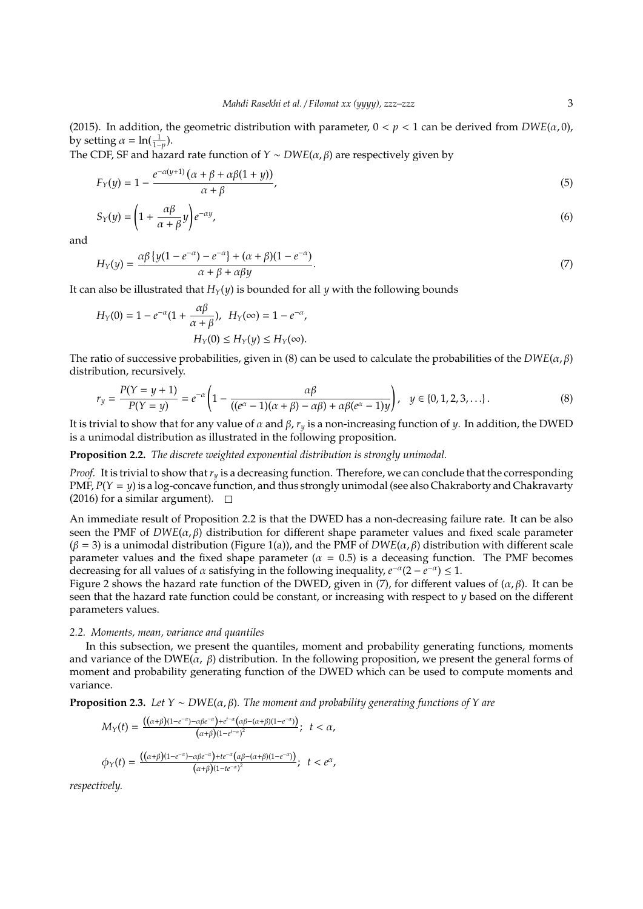(2015). In addition, the geometric distribution with parameter, $0 < p < 1$ can be derived from $DWE(\alpha, 0)$, by setting $\alpha = \ln(\frac{1}{1-p})$.

The CDF, SF and hazard rate function of $Y \sim DWE(\alpha, \beta)$ are respectively given by

$$F_Y(y) = 1 - \frac{e^{-\alpha(y+1)}\left(\alpha + \beta + \alpha\beta(1+y)\right)}{\alpha + \beta}, \tag{5}$$

$$S_Y(y) = \left(1 + \frac{\alpha\beta}{\alpha+\beta}y\right)e^{-\alpha y}, \tag{6}$$

and

$$H_Y(y) = \frac{\alpha\beta\left\{y(1-e^{-\alpha}) - e^{-\alpha}\right\} + (\alpha+\beta)(1-e^{-\alpha})}{\alpha+\beta+\alpha\beta y}. \tag{7}$$

It can also be illustrated that $H_Y(y)$ is bounded for all $y$ with the following bounds

$$H_Y(0) = 1 - e^{-\alpha}(1 + \frac{\alpha\beta}{\alpha+\beta}), \;\; H_Y(\infty) = 1 - e^{-\alpha},$$
$$H_Y(0) \le H_Y(y) \le H_Y(\infty).$$

The ratio of successive probabilities, given in (8) can be used to calculate the probabilities of the $DWE(\alpha, \beta)$ distribution, recursively.

$$r_y = \frac{P(Y = y+1)}{P(Y = y)} = e^{-\alpha}\left(1 - \frac{\alpha\beta}{((e^{\alpha}-1)(\alpha+\beta) - \alpha\beta) + \alpha\beta(e^{\alpha}-1)y}\right), \quad y \in \{0, 1, 2, 3, \ldots\}. \tag{8}$$

It is trivial to show that for any value of $\alpha$ and $\beta$, $r_y$ is a non-increasing function of $y$. In addition, the DWED is a unimodal distribution as illustrated in the following proposition.

**Proposition 2.2.** *The discrete weighted exponential distribution is strongly unimodal.*

*Proof.* It is trivial to show that $r_y$ is a decreasing function. Therefore, we can conclude that the corresponding PMF, $P(Y = y)$ is a log-concave function, and thus strongly unimodal (see also Chakraborty and Chakravarty (2016) for a similar argument). □

An immediate result of Proposition 2.2 is that the DWED has a non-decreasing failure rate. It can be also seen the PMF of $DWE(\alpha, \beta)$ distribution for different shape parameter values and fixed scale parameter ($\beta = 3$) is a unimodal distribution (Figure 1(a)), and the PMF of $DWE(\alpha, \beta)$ distribution with different scale parameter values and the fixed shape parameter ($\alpha = 0.5$) is a deceasing function. The PMF becomes decreasing for all values of $\alpha$ satisfying in the following inequality, $e^{-\alpha}(2 - e^{-\alpha}) \le 1$.

Figure 2 shows the hazard rate function of the DWED, given in (7), for different values of $(\alpha, \beta)$. It can be seen that the hazard rate function could be constant, or increasing with respect to $y$ based on the different parameters values.

### 2.2. Moments, mean, variance and quantiles

In this subsection, we present the quantiles, moment and probability generating functions, moments and variance of the DWE($\alpha$, $\beta$) distribution. In the following proposition, we present the general forms of moment and probability generating function of the DWED which can be used to compute moments and variance.

**Proposition 2.3.** *Let $Y \sim DWE(\alpha, \beta)$. The moment and probability generating functions of $Y$ are*

$$M_Y(t) = \frac{\left((\alpha+\beta)(1-e^{-\alpha}) - \alpha\beta e^{-\alpha}\right) + e^{t-\alpha}\left(\alpha\beta - (\alpha+\beta)(1-e^{-\alpha})\right)}{(\alpha+\beta)(1-e^{t-\alpha})^2}; \;\; t < \alpha,$$

$$\phi_Y(t) = \frac{\left((\alpha+\beta)(1-e^{-\alpha}) - \alpha\beta e^{-\alpha}\right) + te^{-\alpha}\left(\alpha\beta - (\alpha+\beta)(1-e^{-\alpha})\right)}{(\alpha+\beta)(1-te^{-\alpha})^2}; \;\; t < e^{\alpha},$$

*respectively.*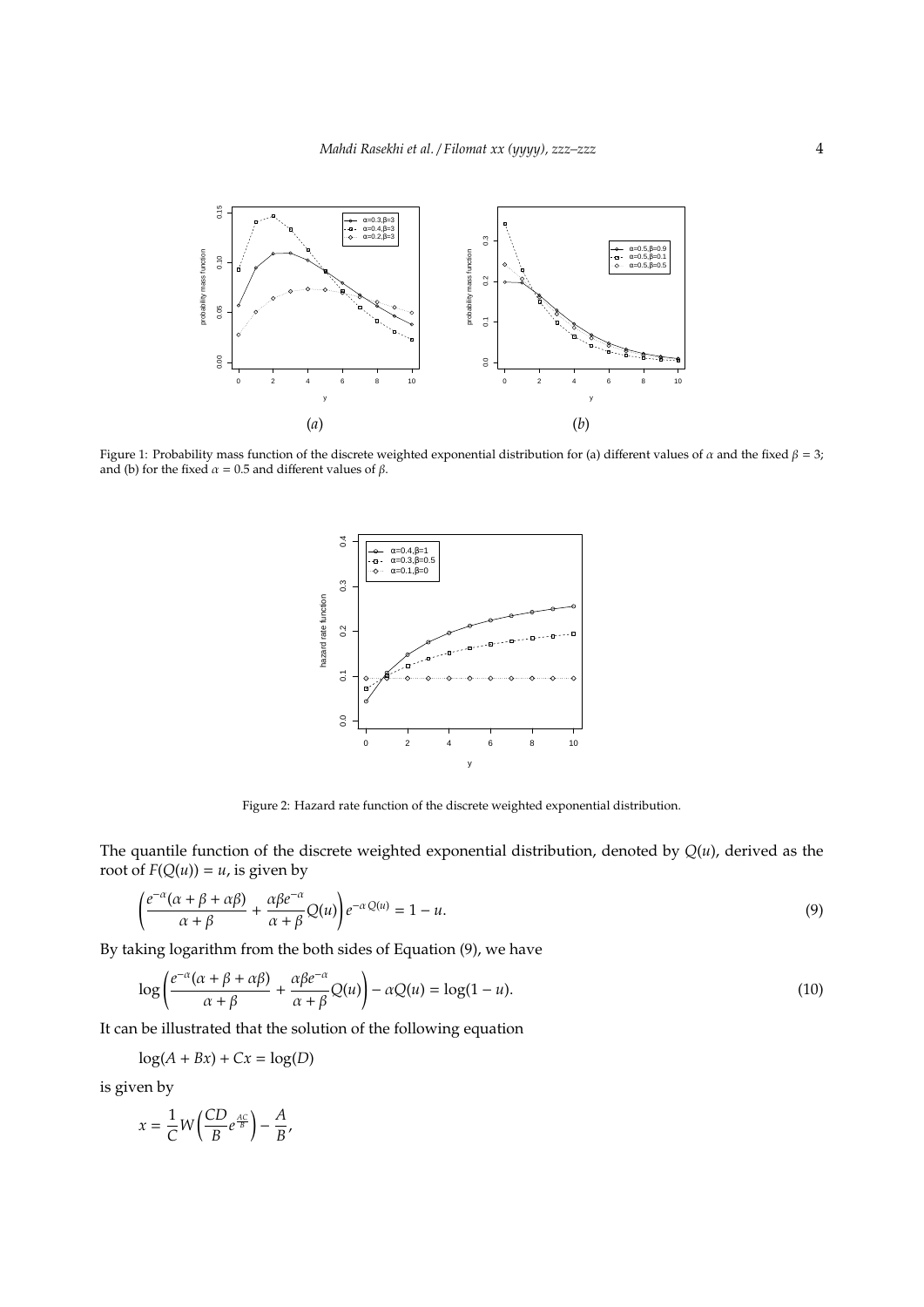Figure 1: Probability mass function of the discrete weighted exponential distribution for (a) different values of $\alpha$ and the fixed $\beta = 3$; and (b) for the fixed $\alpha = 0.5$ and different values of $\beta$.

Figure 2: Hazard rate function of the discrete weighted exponential distribution.

The quantile function of the discrete weighted exponential distribution, denoted by $Q(u)$, derived as the root of $F(Q(u)) = u$, is given by

$$\left(\frac{e^{-\alpha}(\alpha+\beta+\alpha\beta)}{\alpha+\beta} + \frac{\alpha\beta e^{-\alpha}}{\alpha+\beta}Q(u)\right)e^{-\alpha\, Q(u)} = 1-u. \tag{9}$$

By taking logarithm from the both sides of Equation (9), we have

$$\log\left(\frac{e^{-\alpha}(\alpha+\beta+\alpha\beta)}{\alpha+\beta} + \frac{\alpha\beta e^{-\alpha}}{\alpha+\beta}Q(u)\right) - \alpha Q(u) = \log(1-u). \tag{10}$$

It can be illustrated that the solution of the following equation

$$\log(A+Bx) + Cx = \log(D)$$

is given by

$$x = \frac{1}{C}W\left(\frac{CD}{B}e^{\frac{AC}{B}}\right) - \frac{A}{B},$$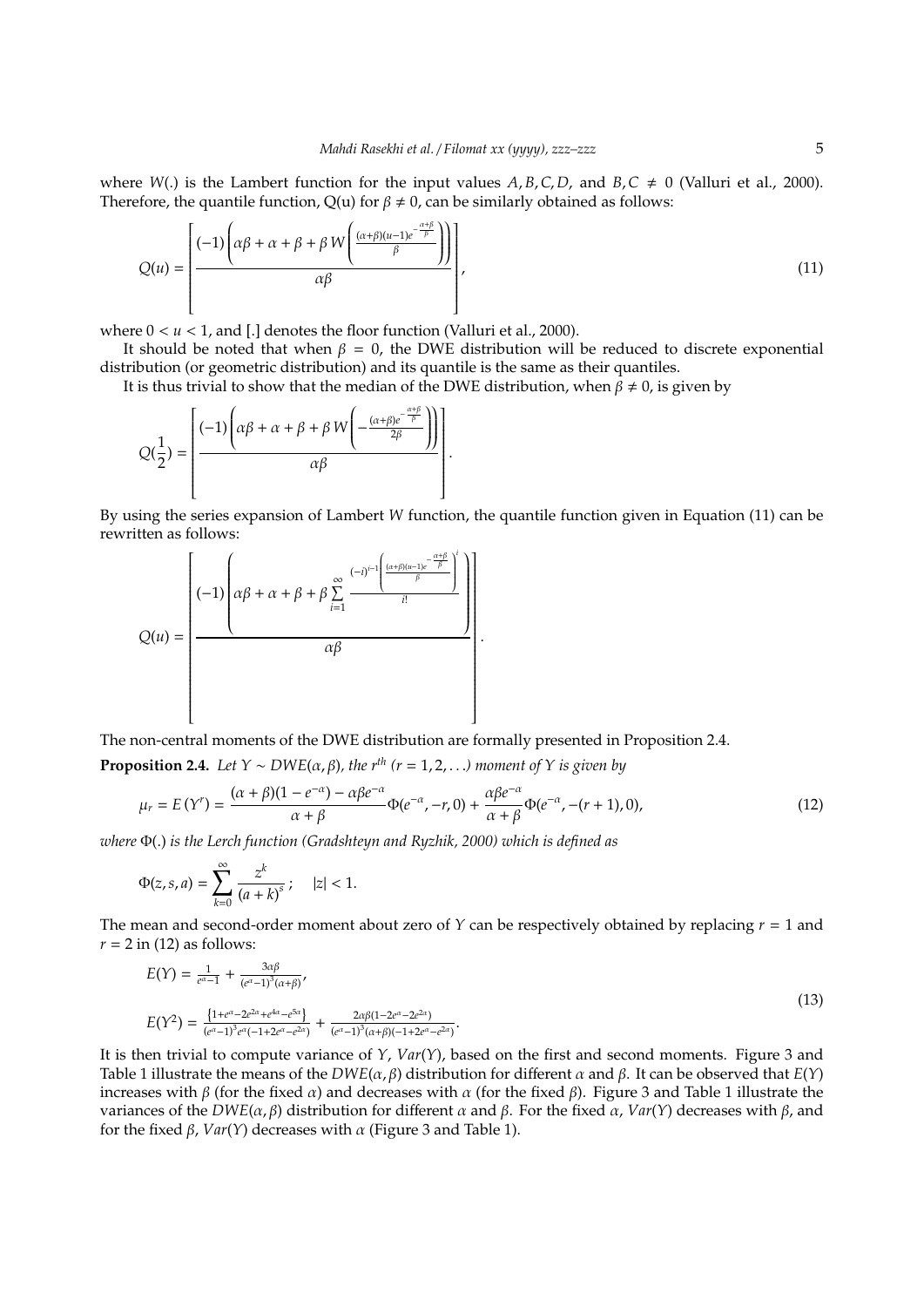where $W(.)$ is the Lambert function for the input values $A, B, C, D$, and $B, C \neq 0$ (Valluri et al., 2000). Therefore, the quantile function, Q(u) for $\beta \neq 0$, can be similarly obtained as follows:

$$Q(u) = \left\lfloor \frac{(-1)\left(\alpha\beta + \alpha + \beta + \beta\, W\left(\frac{(\alpha+\beta)(u-1)e^{-\frac{\alpha+\beta}{\beta}}}{\beta}\right)\right)}{\alpha\beta} \right\rfloor, \tag{11}$$

where $0 < u < 1$, and $\lfloor . \rfloor$ denotes the floor function (Valluri et al., 2000).

It should be noted that when $\beta = 0$, the DWE distribution will be reduced to discrete exponential distribution (or geometric distribution) and its quantile is the same as their quantiles.

It is thus trivial to show that the median of the DWE distribution, when $\beta \neq 0$, is given by

$$Q(\frac{1}{2}) = \left\lfloor \frac{(-1)\left(\alpha\beta + \alpha + \beta + \beta\, W\left(-\frac{(\alpha+\beta)e^{-\frac{\alpha+\beta}{\beta}}}{2\beta}\right)\right)}{\alpha\beta} \right\rfloor.$$

By using the series expansion of Lambert $W$ function, the quantile function given in Equation (11) can be rewritten as follows:

$$Q(u) = \left\lfloor \frac{(-1)\left(\alpha\beta + \alpha + \beta + \beta \sum_{i=1}^{\infty} \frac{(-i)^{i-1}\left(\frac{(\alpha+\beta)(u-1)e^{-\frac{\alpha+\beta}{\beta}}}{\beta}\right)^{i}}{i!}\right)}{\alpha\beta} \right\rfloor.$$

The non-central moments of the DWE distribution are formally presented in Proposition 2.4.

**Proposition 2.4.** *Let $Y \sim DWE(\alpha, \beta)$, the $r^{th}$ ($r = 1, 2, \ldots$) moment of $Y$ is given by*

$$\mu_r = E\left(Y^r\right) = \frac{(\alpha+\beta)(1-e^{-\alpha}) - \alpha\beta e^{-\alpha}}{\alpha+\beta}\Phi(e^{-\alpha}, -r, 0) + \frac{\alpha\beta e^{-\alpha}}{\alpha+\beta}\Phi(e^{-\alpha}, -(r+1), 0), \tag{12}$$

*where $\Phi(.)$ is the Lerch function (Gradshteyn and Ryzhik, 2000) which is defined as*

$$\Phi(z, s, a) = \sum_{k=0}^{\infty} \frac{z^k}{(a+k)^s}\,; \quad |z| < 1.$$

The mean and second-order moment about zero of $Y$ can be respectively obtained by replacing $r = 1$ and $r = 2$ in (12) as follows:

$$\begin{aligned} E(Y) &= \tfrac{1}{e^{\alpha}-1} + \tfrac{3\alpha\beta}{(e^{\alpha}-1)^3(\alpha+\beta)}, \\ E(Y^2) &= \tfrac{\{1+e^{\alpha}-2e^{2\alpha}+e^{4\alpha}-e^{5\alpha}\}}{(e^{\alpha}-1)^3 e^{\alpha}(-1+2e^{\alpha}-e^{2\alpha})} + \tfrac{2\alpha\beta(1-2e^{\alpha}-2e^{2\alpha})}{(e^{\alpha}-1)^3(\alpha+\beta)(-1+2e^{\alpha}-e^{2\alpha})}. \end{aligned} \tag{13}$$

It is then trivial to compute variance of $Y$, $Var(Y)$, based on the first and second moments. Figure 3 and Table 1 illustrate the means of the $DWE(\alpha, \beta)$ distribution for different $\alpha$ and $\beta$. It can be observed that $E(Y)$ increases with $\beta$ (for the fixed $\alpha$) and decreases with $\alpha$ (for the fixed $\beta$). Figure 3 and Table 1 illustrate the variances of the $DWE(\alpha, \beta)$ distribution for different $\alpha$ and $\beta$. For the fixed $\alpha$, $Var(Y)$ decreases with $\beta$, and for the fixed $\beta$, $Var(Y)$ decreases with $\alpha$ (Figure 3 and Table 1).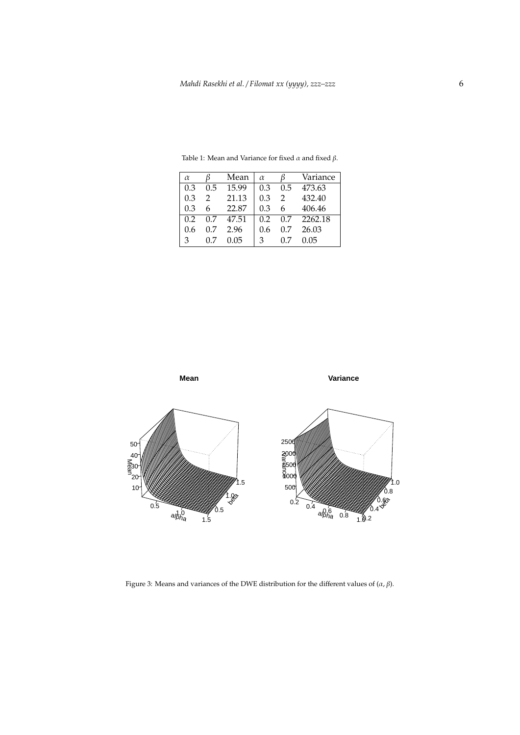Table 1: Mean and Variance for fixed $\alpha$ and fixed $\beta$.

| $\alpha$ | $\beta$ | Mean | $\alpha$ | $\beta$ | Variance |
|---|---|---|---|---|---|
| 0.3 | 0.5 | 15.99 | 0.3 | 0.5 | 473.63 |
| 0.3 | 2 | 21.13 | 0.3 | 2 | 432.40 |
| 0.3 | 6 | 22.87 | 0.3 | 6 | 406.46 |
| 0.2 | 0.7 | 47.51 | 0.2 | 0.7 | 2262.18 |
| 0.6 | 0.7 | 2.96 | 0.6 | 0.7 | 26.03 |
| 3 | 0.7 | 0.05 | 3 | 0.7 | 0.05 |

Figure 3: Means and variances of the DWE distribution for the different values of $(\alpha, \beta)$.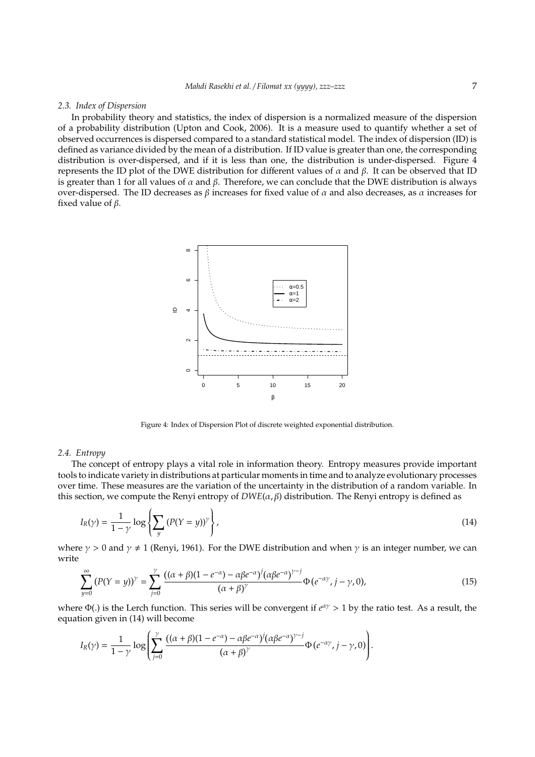### 2.3. Index of Dispersion

In probability theory and statistics, the index of dispersion is a normalized measure of the dispersion of a probability distribution (Upton and Cook, 2006). It is a measure used to quantify whether a set of observed occurrences is dispersed compared to a standard statistical model. The index of dispersion (ID) is defined as variance divided by the mean of a distribution. If ID value is greater than one, the corresponding distribution is over-dispersed, and if it is less than one, the distribution is under-dispersed. Figure 4 represents the ID plot of the DWE distribution for different values of $\alpha$ and $\beta$. It can be observed that ID is greater than 1 for all values of $\alpha$ and $\beta$. Therefore, we can conclude that the DWE distribution is always over-dispersed. The ID decreases as $\beta$ increases for fixed value of $\alpha$ and also decreases, as $\alpha$ increases for fixed value of $\beta$.

Figure 4: Index of Dispersion Plot of discrete weighted exponential distribution.

### 2.4. Entropy

The concept of entropy plays a vital role in information theory. Entropy measures provide important tools to indicate variety in distributions at particular moments in time and to analyze evolutionary processes over time. These measures are the variation of the uncertainty in the distribution of a random variable. In this section, we compute the Renyi entropy of $DWE(\alpha, \beta)$ distribution. The Renyi entropy is defined as

$$I_R(\gamma) = \frac{1}{1-\gamma} \log \left\{ \sum_y (P(Y = y))^\gamma \right\}, \tag{14}$$

where $\gamma > 0$ and $\gamma \neq 1$ (Renyi, 1961). For the DWE distribution and when $\gamma$ is an integer number, we can write

$$\sum_{y=0}^{\infty} (P(Y = y))^\gamma = \sum_{j=0}^{\gamma} \frac{((\alpha + \beta)(1 - e^{-\alpha}) - \alpha\beta e^{-\alpha})^j (\alpha\beta e^{-\alpha})^{\gamma - j}}{(\alpha + \beta)^\gamma} \Phi(e^{-\alpha\gamma}, j - \gamma, 0), \tag{15}$$

where $\Phi(.)$ is the Lerch function. This series will be convergent if $e^{\alpha\gamma} > 1$ by the ratio test. As a result, the equation given in (14) will become

$$I_R(\gamma) = \frac{1}{1-\gamma} \log \left( \sum_{j=0}^{\gamma} \frac{((\alpha + \beta)(1 - e^{-\alpha}) - \alpha\beta e^{-\alpha})^j (\alpha\beta e^{-\alpha})^{\gamma - j}}{(\alpha + \beta)^\gamma} \Phi(e^{-\alpha\gamma}, j - \gamma, 0) \right).$$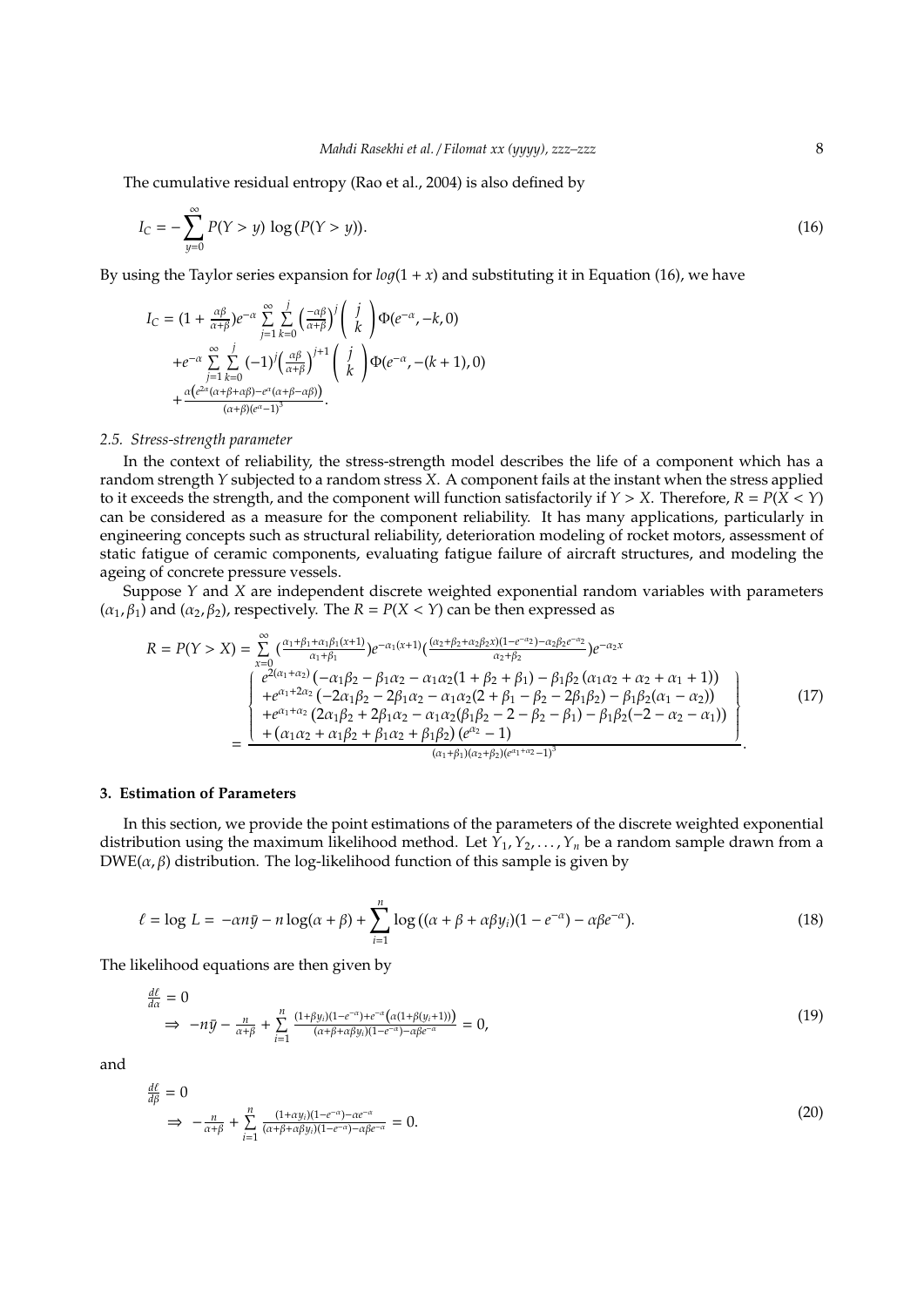The cumulative residual entropy (Rao et al., 2004) is also defined by

$$I_C = -\sum_{y=0}^{\infty} P(Y > y) \log(P(Y > y)). \tag{16}$$

By using the Taylor series expansion for $log(1 + x)$ and substituting it in Equation (16), we have

$$\begin{aligned}
I_C &= (1 + \tfrac{\alpha\beta}{\alpha+\beta})e^{-\alpha} \sum_{j=1}^{\infty} \sum_{k=0}^{j} \left(\tfrac{-\alpha\beta}{\alpha+\beta}\right)^j \binom{j}{k} \Phi(e^{-\alpha}, -k, 0) \\
&+ e^{-\alpha} \sum_{j=1}^{\infty} \sum_{k=0}^{j} (-1)^j \left(\tfrac{\alpha\beta}{\alpha+\beta}\right)^{j+1} \binom{j}{k} \Phi(e^{-\alpha}, -(k+1), 0) \\
&+ \tfrac{\alpha\left(e^{2\alpha}(\alpha+\beta+\alpha\beta) - e^{\alpha}(\alpha+\beta-\alpha\beta)\right)}{(\alpha+\beta)(e^{\alpha}-1)^3}.
\end{aligned}$$

### 2.5. Stress-strength parameter

In the context of reliability, the stress-strength model describes the life of a component which has a random strength $Y$ subjected to a random stress $X$. A component fails at the instant when the stress applied to it exceeds the strength, and the component will function satisfactorily if $Y > X$. Therefore, $R = P(X < Y)$ can be considered as a measure for the component reliability. It has many applications, particularly in engineering concepts such as structural reliability, deterioration modeling of rocket motors, assessment of static fatigue of ceramic components, evaluating fatigue failure of aircraft structures, and modeling the ageing of concrete pressure vessels.

Suppose $Y$ and $X$ are independent discrete weighted exponential random variables with parameters $(\alpha_1, \beta_1)$ and $(\alpha_2, \beta_2)$, respectively. The $R = P(X < Y)$ can be then expressed as

$$\begin{aligned}
R = P(Y > X) &= \sum_{x=0}^{\infty} \left(\tfrac{\alpha_1+\beta_1+\alpha_1\beta_1(x+1)}{\alpha_1+\beta_1}\right)e^{-\alpha_1(x+1)}\left(\tfrac{(\alpha_2+\beta_2+\alpha_2\beta_2 x)(1-e^{-\alpha_2}) - \alpha_2\beta_2 e^{-\alpha_2}}{\alpha_2+\beta_2}\right)e^{-\alpha_2 x} \\
&= \frac{\left\{\begin{array}{l}
e^{2(\alpha_1+\alpha_2)}\left(-\alpha_1\beta_2 - \beta_1\alpha_2 - \alpha_1\alpha_2(1+\beta_2+\beta_1) - \beta_1\beta_2(\alpha_1\alpha_2+\alpha_2+\alpha_1+1)\right) \\
+e^{\alpha_1+2\alpha_2}\left(-2\alpha_1\beta_2 - 2\beta_1\alpha_2 - \alpha_1\alpha_2(2+\beta_1-\beta_2-2\beta_1\beta_2) - \beta_1\beta_2(\alpha_1-\alpha_2)\right) \\
+e^{\alpha_1+\alpha_2}\left(2\alpha_1\beta_2 + 2\beta_1\alpha_2 - \alpha_1\alpha_2(\beta_1\beta_2-2-\beta_2-\beta_1) - \beta_1\beta_2(-2-\alpha_2-\alpha_1)\right) \\
+\left(\alpha_1\alpha_2+\alpha_1\beta_2+\beta_1\alpha_2+\beta_1\beta_2\right)\left(e^{\alpha_2}-1\right)
\end{array}\right\}}{(\alpha_1+\beta_1)(\alpha_2+\beta_2)(e^{\alpha_1+\alpha_2}-1)^3}.
\end{aligned} \tag{17}$$

## 3. Estimation of Parameters

In this section, we provide the point estimations of the parameters of the discrete weighted exponential distribution using the maximum likelihood method. Let $Y_1, Y_2, \ldots, Y_n$ be a random sample drawn from a $\mathrm{DWE}(\alpha, \beta)$ distribution. The log-likelihood function of this sample is given by

$$\ell = \log L = -\alpha n\bar{y} - n\log(\alpha+\beta) + \sum_{i=1}^{n} \log\left((\alpha+\beta+\alpha\beta y_i)(1-e^{-\alpha}) - \alpha\beta e^{-\alpha}\right). \tag{18}$$

The likelihood equations are then given by

$$\begin{aligned}
&\tfrac{d\ell}{d\alpha} = 0 \\
&\Rightarrow\ -n\bar{y} - \tfrac{n}{\alpha+\beta} + \sum_{i=1}^{n} \tfrac{(1+\beta y_i)(1-e^{-\alpha}) + e^{-\alpha}\left(\alpha(1+\beta(y_i+1))\right)}{(\alpha+\beta+\alpha\beta y_i)(1-e^{-\alpha}) - \alpha\beta e^{-\alpha}} = 0,
\end{aligned} \tag{19}$$

and

$$\begin{aligned}
&\tfrac{d\ell}{d\beta} = 0 \\
&\Rightarrow\ -\tfrac{n}{\alpha+\beta} + \sum_{i=1}^{n} \tfrac{(1+\alpha y_i)(1-e^{-\alpha}) - \alpha e^{-\alpha}}{(\alpha+\beta+\alpha\beta y_i)(1-e^{-\alpha}) - \alpha\beta e^{-\alpha}} = 0.
\end{aligned} \tag{20}$$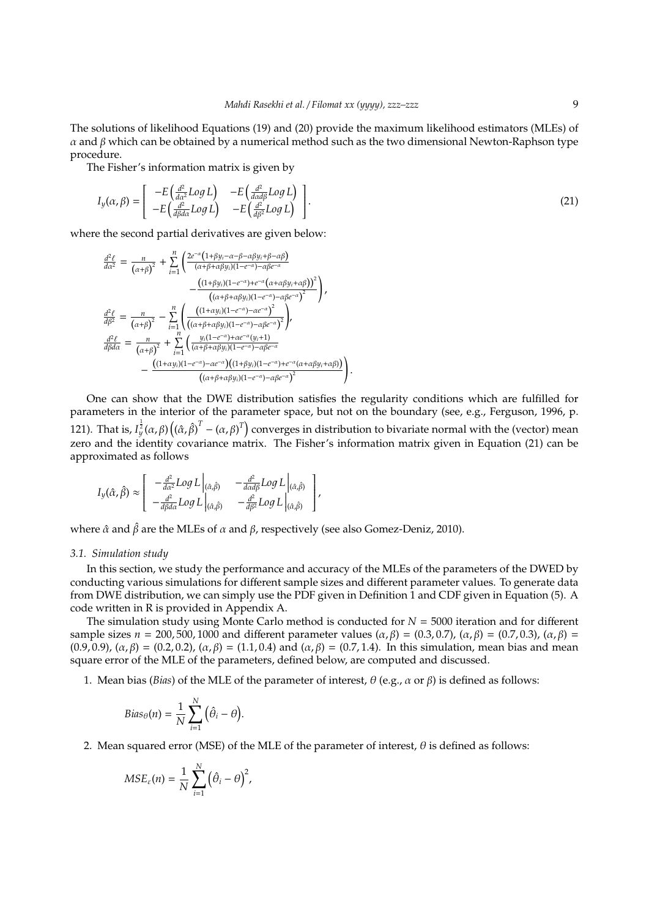The solutions of likelihood Equations (19) and (20) provide the maximum likelihood estimators (MLEs) of $\alpha$ and $\beta$ which can be obtained by a numerical method such as the two dimensional Newton-Raphson type procedure.

The Fisher's information matrix is given by

$$I_y(\alpha,\beta) = \begin{bmatrix} -E\left(\frac{d^2}{d\alpha^2}Log\,L\right) & -E\left(\frac{d^2}{d\alpha d\beta}Log\,L\right) \\ -E\left(\frac{d^2}{d\beta d\alpha}Log\,L\right) & -E\left(\frac{d^2}{d\beta^2}Log\,L\right) \end{bmatrix}. \tag{21}$$

where the second partial derivatives are given below:

$$\begin{aligned}
\frac{d^2\ell}{d\alpha^2} &= \frac{n}{\left(\alpha+\beta\right)^2} + \sum_{i=1}^{n}\left(\frac{2e^{-\alpha}\left(1+\beta y_i-\alpha-\beta-\alpha\beta y_i+\beta-\alpha\beta\right)}{(\alpha+\beta+\alpha\beta y_i)(1-e^{-\alpha})-\alpha\beta e^{-\alpha}}\right.\\
&\qquad\left. -\frac{\left((1+\beta y_i)(1-e^{-\alpha})+e^{-\alpha}\left(\alpha+\alpha\beta y_i+\alpha\beta\right)\right)^2}{\left((\alpha+\beta+\alpha\beta y_i)(1-e^{-\alpha})-\alpha\beta e^{-\alpha}\right)^2}\right),\\
\frac{d^2\ell}{d\beta^2} &= \frac{n}{\left(\alpha+\beta\right)^2} - \sum_{i=1}^{n}\left(\frac{\left((1+\alpha y_i)(1-e^{-\alpha})-\alpha e^{-\alpha}\right)^2}{\left((\alpha+\beta+\alpha\beta y_i)(1-e^{-\alpha})-\alpha\beta e^{-\alpha}\right)^2}\right),\\
\frac{d^2\ell}{d\beta d\alpha} &= \frac{n}{\left(\alpha+\beta\right)^2} + \sum_{i=1}^{n}\left(\frac{y_i(1-e^{-\alpha})+\alpha e^{-\alpha}(y_i+1)}{(\alpha+\beta+\alpha\beta y_i)(1-e^{-\alpha})-\alpha\beta e^{-\alpha}}\right.\\
&\qquad\left. -\frac{\left((1+\alpha y_i)(1-e^{-\alpha})-\alpha e^{-\alpha}\right)\left((1+\beta y_i)(1-e^{-\alpha})+e^{-\alpha}(\alpha+\alpha\beta y_i+\alpha\beta)\right)}{\left((\alpha+\beta+\alpha\beta y_i)(1-e^{-\alpha})-\alpha\beta e^{-\alpha}\right)^2}\right).
\end{aligned}$$

One can show that the DWE distribution satisfies the regularity conditions which are fulfilled for parameters in the interior of the parameter space, but not on the boundary (see, e.g., Ferguson, 1996, p. 121). That is, $I_y^{\frac{1}{2}}(\alpha,\beta)\left((\hat{\alpha},\hat{\beta})^T-(\alpha,\beta)^T\right)$ converges in distribution to bivariate normal with the (vector) mean zero and the identity covariance matrix. The Fisher's information matrix given in Equation (21) can be approximated as follows

$$I_y(\hat{\alpha},\hat{\beta}) \approx \begin{bmatrix} -\frac{d^2}{d\alpha^2}Log\,L\Big|_{(\hat{\alpha},\hat{\beta})} & -\frac{d^2}{d\alpha d\beta}Log\,L\Big|_{(\hat{\alpha},\hat{\beta})} \\ -\frac{d^2}{d\beta d\alpha}Log\,L\Big|_{(\hat{\alpha},\hat{\beta})} & -\frac{d^2}{d\beta^2}Log\,L\Big|_{(\hat{\alpha},\hat{\beta})} \end{bmatrix},$$

where $\hat{\alpha}$ and $\hat{\beta}$ are the MLEs of $\alpha$ and $\beta$, respectively (see also Gomez-Deniz, 2010).

### 3.1. Simulation study

In this section, we study the performance and accuracy of the MLEs of the parameters of the DWED by conducting various simulations for different sample sizes and different parameter values. To generate data from DWE distribution, we can simply use the PDF given in Definition 1 and CDF given in Equation (5). A code written in R is provided in Appendix A.

The simulation study using Monte Carlo method is conducted for $N = 5000$ iteration and for different sample sizes $n = 200, 500, 1000$ and different parameter values $(\alpha,\beta) = (0.3, 0.7)$, $(\alpha,\beta) = (0.7, 0.3)$, $(\alpha,\beta) = (0.9, 0.9)$, $(\alpha,\beta) = (0.2, 0.2)$, $(\alpha,\beta) = (1.1, 0.4)$ and $(\alpha,\beta) = (0.7, 1.4)$. In this simulation, mean bias and mean square error of the MLE of the parameters, defined below, are computed and discussed.

1. Mean bias (*Bias*) of the MLE of the parameter of interest, $\theta$ (e.g., $\alpha$ or $\beta$) is defined as follows:

$$Bias_\theta(n) = \frac{1}{N}\sum_{i=1}^{N}\left(\hat{\theta}_i-\theta\right).$$

2. Mean squared error (MSE) of the MLE of the parameter of interest, $\theta$ is defined as follows:

$$MSE_\epsilon(n) = \frac{1}{N}\sum_{i=1}^{N}\left(\hat{\theta}_i-\theta\right)^2,$$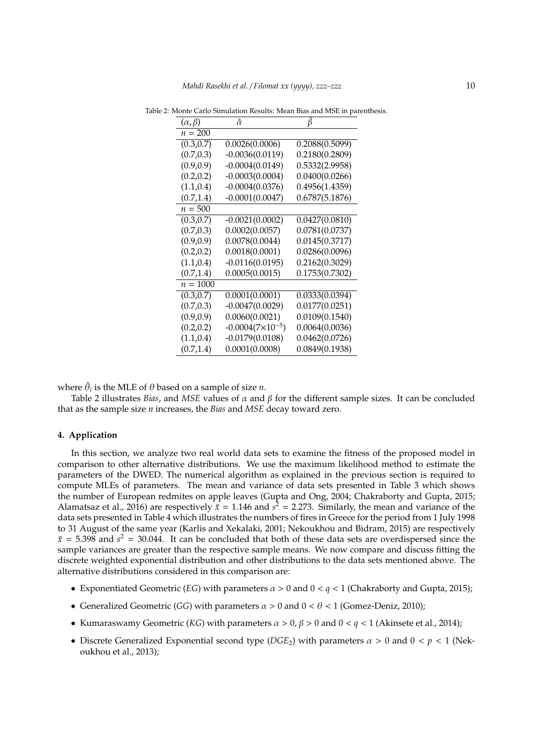Table 2: Monte Carlo Simulation Results: Mean Bias and MSE in parenthesis.

| $(\alpha,\beta)$ | $\hat{\alpha}$ | $\hat{\beta}$ |
|---|---|---|
| $n = 200$ | | |
| (0.3,0.7) | 0.0026(0.0006) | 0.2088(0.5099) |
| (0.7,0.3) | -0.0036(0.0119) | 0.2180(0.2809) |
| (0.9,0.9) | -0.0004(0.0149) | 0.5332(2.9958) |
| (0.2,0.2) | -0.0003(0.0004) | 0.0400(0.0266) |
| (1.1,0.4) | -0.0004(0.0376) | 0.4956(1.4359) |
| (0.7,1.4) | -0.0001(0.0047) | 0.6787(5.1876) |
| $n = 500$ | | |
| (0.3,0.7) | -0.0021(0.0002) | 0.0427(0.0810) |
| (0.7,0.3) | 0.0002(0.0057) | 0.0781(0.0737) |
| (0.9,0.9) | 0.0078(0.0044) | 0.0145(0.3717) |
| (0.2,0.2) | 0.0018(0.0001) | 0.0286(0.0096) |
| (1.1,0.4) | -0.0116(0.0195) | 0.2162(0.3029) |
| (0.7,1.4) | 0.0005(0.0015) | 0.1753(0.7302) |
| $n = 1000$ | | |
| (0.3,0.7) | 0.0001(0.0001) | 0.0333(0.0394) |
| (0.7,0.3) | -0.0047(0.0029) | 0.0177(0.0251) |
| (0.9,0.9) | 0.0060(0.0021) | 0.0109(0.1540) |
| (0.2,0.2) | -0.0004($7\times10^{-5}$) | 0.0064(0.0036) |
| (1.1,0.4) | -0.0179(0.0108) | 0.0462(0.0726) |
| (0.7,1.4) | 0.0001(0.0008) | 0.0849(0.1938) |

where $\hat{\theta}_i$ is the MLE of $\theta$ based on a sample of size $n$.

Table 2 illustrates *Bias*, and *MSE* values of $\alpha$ and $\beta$ for the different sample sizes. It can be concluded that as the sample size $n$ increases, the *Bias* and *MSE* decay toward zero.

## 4. Application

In this section, we analyze two real world data sets to examine the fitness of the proposed model in comparison to other alternative distributions. We use the maximum likelihood method to estimate the parameters of the DWED. The numerical algorithm as explained in the previous section is required to compute MLEs of parameters. The mean and variance of data sets presented in Table 3 which shows the number of European redmites on apple leaves (Gupta and Ong, 2004; Chakraborty and Gupta, 2015; Alamatsaz et al., 2016) are respectively $\bar{x} = 1.146$ and $s^2 = 2.273$. Similarly, the mean and variance of the data sets presented in Table 4 which illustrates the numbers of fires in Greece for the period from 1 July 1998 to 31 August of the same year (Karlis and Xekalaki, 2001; Nekoukhou and Bidram, 2015) are respectively $\bar{x} = 5.398$ and $s^2 = 30.044$. It can be concluded that both of these data sets are overdispersed since the sample variances are greater than the respective sample means. We now compare and discuss fitting the discrete weighted exponential distribution and other distributions to the data sets mentioned above. The alternative distributions considered in this comparison are:

- Exponentiated Geometric (*EG*) with parameters $\alpha > 0$ and $0 < q < 1$ (Chakraborty and Gupta, 2015);
- Generalized Geometric (*GG*) with parameters $\alpha > 0$ and $0 < \theta < 1$ (Gomez-Deniz, 2010);
- Kumaraswamy Geometric (*KG*) with parameters $\alpha > 0$, $\beta > 0$ and $0 < q < 1$ (Akinsete et al., 2014);
- Discrete Generalized Exponential second type ($DGE_2$) with parameters $\alpha > 0$ and $0 < p < 1$ (Nekoukhou et al., 2013);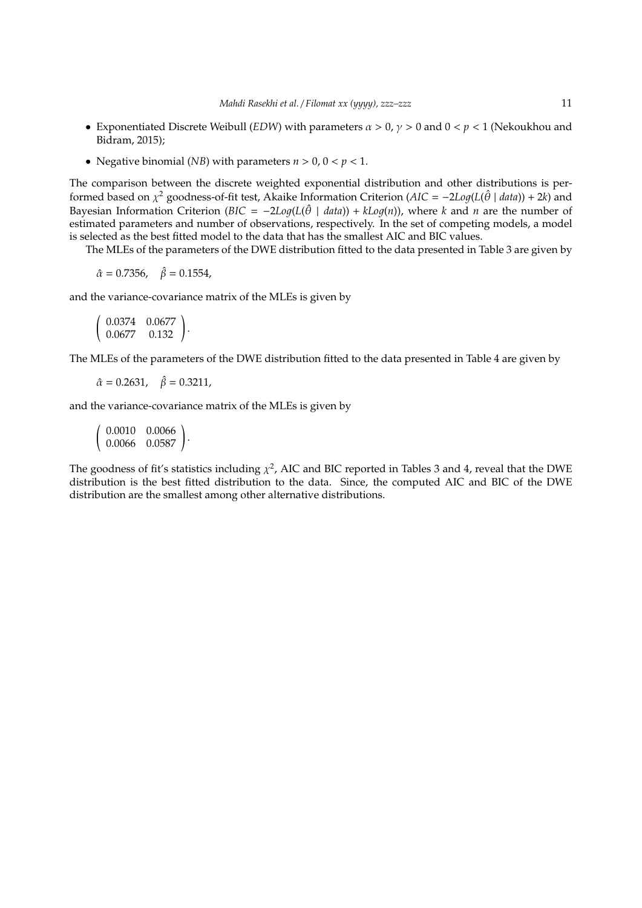- Exponentiated Discrete Weibull (*EDW*) with parameters $\alpha > 0$, $\gamma > 0$ and $0 < p < 1$ (Nekoukhou and Bidram, 2015);
- Negative binomial (*NB*) with parameters $n > 0$, $0 < p < 1$.

The comparison between the discrete weighted exponential distribution and other distributions is performed based on $\chi^2$ goodness-of-fit test, Akaike Information Criterion ($AIC = -2Log(L(\hat{\theta} \mid data)) + 2k$) and Bayesian Information Criterion ($BIC = -2Log(L(\hat{\theta} \mid data)) + kLog(n)$), where $k$ and $n$ are the number of estimated parameters and number of observations, respectively. In the set of competing models, a model is selected as the best fitted model to the data that has the smallest AIC and BIC values.

The MLEs of the parameters of the DWE distribution fitted to the data presented in Table 3 are given by

$$\hat{\alpha} = 0.7356, \quad \hat{\beta} = 0.1554,$$

and the variance-covariance matrix of the MLEs is given by

$$\begin{pmatrix} 0.0374 & 0.0677 \\ 0.0677 & 0.132 \end{pmatrix}.$$

The MLEs of the parameters of the DWE distribution fitted to the data presented in Table 4 are given by

$$\hat{\alpha} = 0.2631, \quad \hat{\beta} = 0.3211,$$

and the variance-covariance matrix of the MLEs is given by

$$\begin{pmatrix} 0.0010 & 0.0066 \\ 0.0066 & 0.0587 \end{pmatrix}.$$

The goodness of fit's statistics including $\chi^2$, AIC and BIC reported in Tables 3 and 4, reveal that the DWE distribution is the best fitted distribution to the data. Since, the computed AIC and BIC of the DWE distribution are the smallest among other alternative distributions.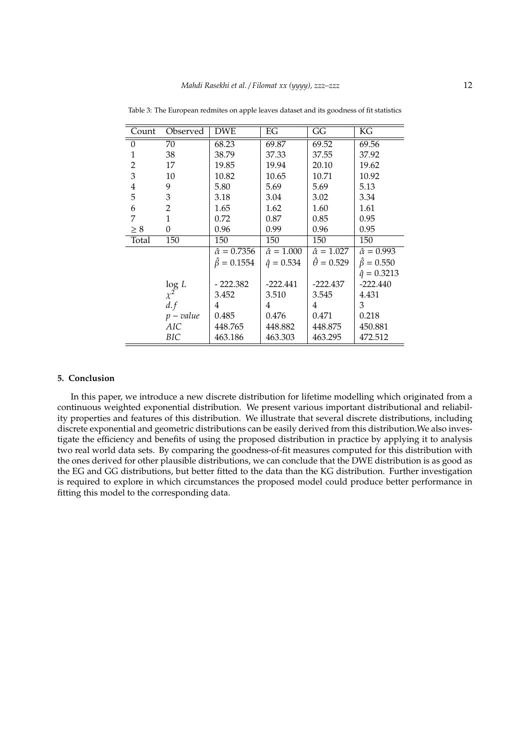Table 3: The European redmites on apple leaves dataset and its goodness of fit statistics

| Count | Observed | DWE | EG | GG | KG |
|---|---|---|---|---|---|
| 0 | 70 | 68.23 | 69.87 | 69.52 | 69.56 |
| 1 | 38 | 38.79 | 37.33 | 37.55 | 37.92 |
| 2 | 17 | 19.85 | 19.94 | 20.10 | 19.62 |
| 3 | 10 | 10.82 | 10.65 | 10.71 | 10.92 |
| 4 | 9 | 5.80 | 5.69 | 5.69 | 5.13 |
| 5 | 3 | 3.18 | 3.04 | 3.02 | 3.34 |
| 6 | 2 | 1.65 | 1.62 | 1.60 | 1.61 |
| 7 | 1 | 0.72 | 0.87 | 0.85 | 0.95 |
| $\geq 8$ | 0 | 0.96 | 0.99 | 0.96 | 0.95 |
| Total | 150 | 150 | 150 | 150 | 150 |
| | | $\hat{\alpha} = 0.7356$ | $\hat{\alpha} = 1.000$ | $\hat{\alpha} = 1.027$ | $\hat{\alpha} = 0.993$ |
| | | $\hat{\beta} = 0.1554$ | $\hat{q} = 0.534$ | $\hat{\theta} = 0.529$ | $\hat{\beta} = 0.550$ |
| | | | | | $\hat{q} = 0.3213$ |
| | $\log L$ | - 222.382 | -222.441 | -222.437 | -222.440 |
| | $\chi^2$ | 3.452 | 3.510 | 3.545 | 4.431 |
| | $d.f$ | 4 | 4 | 4 | 3 |
| | $p-value$ | 0.485 | 0.476 | 0.471 | 0.218 |
| | $AIC$ | 448.765 | 448.882 | 448.875 | 450.881 |
| | $BIC$ | 463.186 | 463.303 | 463.295 | 472.512 |

## 5. Conclusion

In this paper, we introduce a new discrete distribution for lifetime modelling which originated from a continuous weighted exponential distribution. We present various important distributional and reliability properties and features of this distribution. We illustrate that several discrete distributions, including discrete exponential and geometric distributions can be easily derived from this distribution.We also investigate the efficiency and benefits of using the proposed distribution in practice by applying it to analysis two real world data sets. By comparing the goodness-of-fit measures computed for this distribution with the ones derived for other plausible distributions, we can conclude that the DWE distribution is as good as the EG and GG distributions, but better fitted to the data than the KG distribution. Further investigation is required to explore in which circumstances the proposed model could produce better performance in fitting this model to the corresponding data.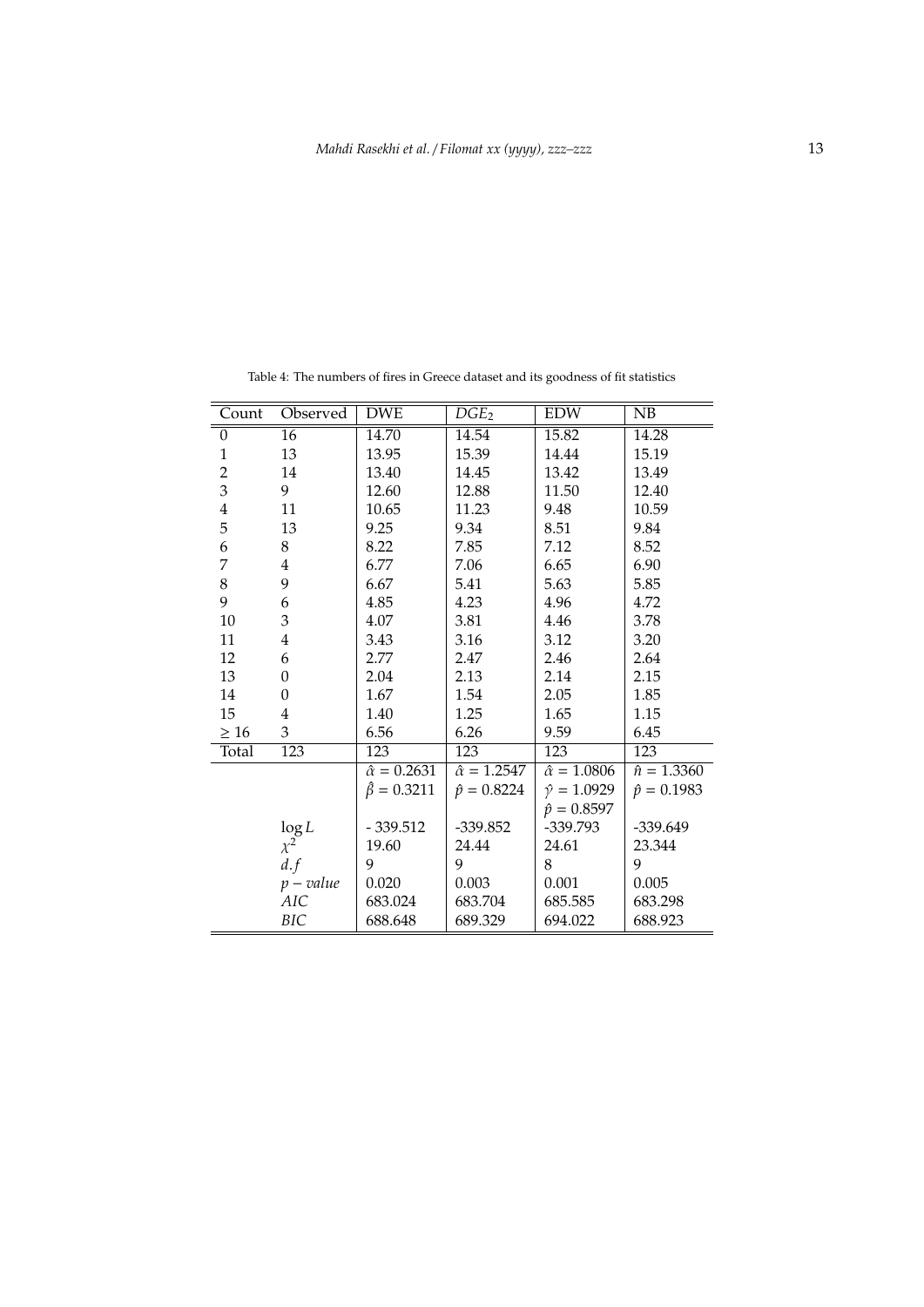Table 4: The numbers of fires in Greece dataset and its goodness of fit statistics

| Count | Observed | DWE | $DGE_2$ | EDW | NB |
|---|---|---|---|---|---|
| 0 | 16 | 14.70 | 14.54 | 15.82 | 14.28 |
| 1 | 13 | 13.95 | 15.39 | 14.44 | 15.19 |
| 2 | 14 | 13.40 | 14.45 | 13.42 | 13.49 |
| 3 | 9 | 12.60 | 12.88 | 11.50 | 12.40 |
| 4 | 11 | 10.65 | 11.23 | 9.48 | 10.59 |
| 5 | 13 | 9.25 | 9.34 | 8.51 | 9.84 |
| 6 | 8 | 8.22 | 7.85 | 7.12 | 8.52 |
| 7 | 4 | 6.77 | 7.06 | 6.65 | 6.90 |
| 8 | 9 | 6.67 | 5.41 | 5.63 | 5.85 |
| 9 | 6 | 4.85 | 4.23 | 4.96 | 4.72 |
| 10 | 3 | 4.07 | 3.81 | 4.46 | 3.78 |
| 11 | 4 | 3.43 | 3.16 | 3.12 | 3.20 |
| 12 | 6 | 2.77 | 2.47 | 2.46 | 2.64 |
| 13 | 0 | 2.04 | 2.13 | 2.14 | 2.15 |
| 14 | 0 | 1.67 | 1.54 | 2.05 | 1.85 |
| 15 | 4 | 1.40 | 1.25 | 1.65 | 1.15 |
| $\geq 16$ | 3 | 6.56 | 6.26 | 9.59 | 6.45 |
| Total | 123 | 123 | 123 | 123 | 123 |
| | | $\hat{\alpha} = 0.2631$ | $\hat{\alpha} = 1.2547$ | $\hat{\alpha} = 1.0806$ | $\hat{n} = 1.3360$ |
| | | $\hat{\beta} = 0.3211$ | $\hat{p} = 0.8224$ | $\hat{\gamma} = 1.0929$ | $\hat{p} = 0.1983$ |
| | | | | $\hat{p} = 0.8597$ | |
| | $\log L$ | - 339.512 | -339.852 | -339.793 | -339.649 |
| | $\chi^2$ | 19.60 | 24.44 | 24.61 | 23.344 |
| | $d.f$ | 9 | 9 | 8 | 9 |
| | $p-value$ | 0.020 | 0.003 | 0.001 | 0.005 |
| | $AIC$ | 683.024 | 683.704 | 685.585 | 683.298 |
| | $BIC$ | 688.648 | 689.329 | 694.022 | 688.923 |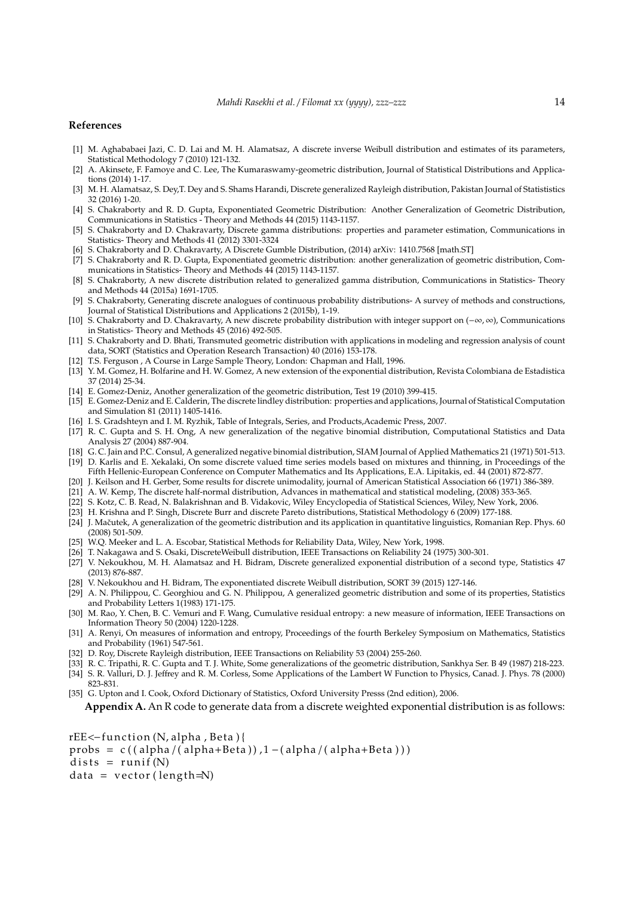## References

[1] M. Aghababaei Jazi, C. D. Lai and M. H. Alamatsaz, A discrete inverse Weibull distribution and estimates of its parameters, Statistical Methodology 7 (2010) 121-132.

[2] A. Akinsete, F. Famoye and C. Lee, The Kumaraswamy-geometric distribution, Journal of Statistical Distributions and Applications (2014) 1-17.

[3] M. H. Alamatsaz, S. Dey,T. Dey and S. Shams Harandi, Discrete generalized Rayleigh distribution, Pakistan Journal of Statististics 32 (2016) 1-20.

[4] S. Chakraborty and R. D. Gupta, Exponentiated Geometric Distribution: Another Generalization of Geometric Distribution, Communications in Statistics - Theory and Methods 44 (2015) 1143-1157.

[5] S. Chakraborty and D. Chakravarty, Discrete gamma distributions: properties and parameter estimation, Communications in Statistics- Theory and Methods 41 (2012) 3301-3324

[6] S. Chakraborty and D. Chakravarty, A Discrete Gumble Distribution, (2014) arXiv: 1410.7568 [math.ST]

[7] S. Chakraborty and R. D. Gupta, Exponentiated geometric distribution: another generalization of geometric distribution, Communications in Statistics- Theory and Methods 44 (2015) 1143-1157.

[8] S. Chakraborty, A new discrete distribution related to generalized gamma distribution, Communications in Statistics- Theory and Methods 44 (2015a) 1691-1705.

[9] S. Chakraborty, Generating discrete analogues of continuous probability distributions- A survey of methods and constructions, Journal of Statistical Distributions and Applications 2 (2015b), 1-19.

[10] S. Chakraborty and D. Chakravarty, A new discrete probability distribution with integer support on $(-\infty, \infty)$, Communications in Statistics- Theory and Methods 45 (2016) 492-505.

[11] S. Chakraborty and D. Bhati, Transmuted geometric distribution with applications in modeling and regression analysis of count data, SORT (Statistics and Operation Research Transaction) 40 (2016) 153-178.

[12] T.S. Ferguson , A Course in Large Sample Theory, London: Chapman and Hall, 1996.

[13] Y. M. Gomez, H. Bolfarine and H. W. Gomez, A new extension of the exponential distribution, Revista Colombiana de Estadistica 37 (2014) 25-34.

[14] E. Gomez-Deniz, Another generalization of the geometric distribution, Test 19 (2010) 399-415.

[15] E. Gomez-Deniz and E. Calderin, The discrete lindley distribution: properties and applications, Journal of Statistical Computation and Simulation 81 (2011) 1405-1416.

[16] I. S. Gradshteyn and I. M. Ryzhik, Table of Integrals, Series, and Products,Academic Press, 2007.

[17] R. C. Gupta and S. H. Ong, A new generalization of the negative binomial distribution, Computational Statistics and Data Analysis 27 (2004) 887-904.

[18] G. C. Jain and P.C. Consul, A generalized negative binomial distribution, SIAM Journal of Applied Mathematics 21 (1971) 501-513.

[19] D. Karlis and E. Xekalaki, On some discrete valued time series models based on mixtures and thinning, in Proceedings of the Fifth Hellenic-European Conference on Computer Mathematics and Its Applications, E.A. Lipitakis, ed. 44 (2001) 872-877.

[20] J. Keilson and H. Gerber, Some results for discrete unimodality, journal of American Statistical Association 66 (1971) 386-389.

[21] A. W. Kemp, The discrete half-normal distribution, Advances in mathematical and statistical modeling, (2008) 353-365.

[22] S. Kotz, C. B. Read, N. Balakrishnan and B. Vidakovic, Wiley Encyclopedia of Statistical Sciences, Wiley, New York, 2006.

[23] H. Krishna and P. Singh, Discrete Burr and discrete Pareto distributions, Statistical Methodology 6 (2009) 177-188.

[24] J. Mačutek, A generalization of the geometric distribution and its application in quantitative linguistics, Romanian Rep. Phys. 60 (2008) 501-509.

[25] W.Q. Meeker and L. A. Escobar, Statistical Methods for Reliability Data, Wiley, New York, 1998.

[26] T. Nakagawa and S. Osaki, DiscreteWeibull distribution, IEEE Transactions on Reliability 24 (1975) 300-301.

[27] V. Nekoukhou, M. H. Alamatsaz and H. Bidram, Discrete generalized exponential distribution of a second type, Statistics 47 (2013) 876-887.

[28] V. Nekoukhou and H. Bidram, The exponentiated discrete Weibull distribution, SORT 39 (2015) 127-146.

[29] A. N. Philippou, C. Georghiou and G. N. Philippou, A generalized geometric distribution and some of its properties, Statistics and Probability Letters 1(1983) 171-175.

[30] M. Rao, Y. Chen, B. C. Vemuri and F. Wang, Cumulative residual entropy: a new measure of information, IEEE Transactions on Information Theory 50 (2004) 1220-1228.

[31] A. Renyi, On measures of information and entropy, Proceedings of the fourth Berkeley Symposium on Mathematics, Statistics and Probability (1961) 547-561.

[32] D. Roy, Discrete Rayleigh distribution, IEEE Transactions on Reliability 53 (2004) 255-260.

[33] R. C. Tripathi, R. C. Gupta and T. J. White, Some generalizations of the geometric distribution, Sankhya Ser. B 49 (1987) 218-223.

[34] S. R. Valluri, D. J. Jeffrey and R. M. Corless, Some Applications of the Lambert W Function to Physics, Canad. J. Phys. 78 (2000) 823-831.

[35] G. Upton and I. Cook, Oxford Dictionary of Statistics, Oxford University Presss (2nd edition), 2006.

**Appendix A.** An R code to generate data from a discrete weighted exponential distribution is as follows:

```
rEE<-function(N, alpha, Beta){
probs = c((alpha/(alpha+Beta)),1-(alpha/(alpha+Beta)))
dists = runif(N)
data = vector(length=N)
```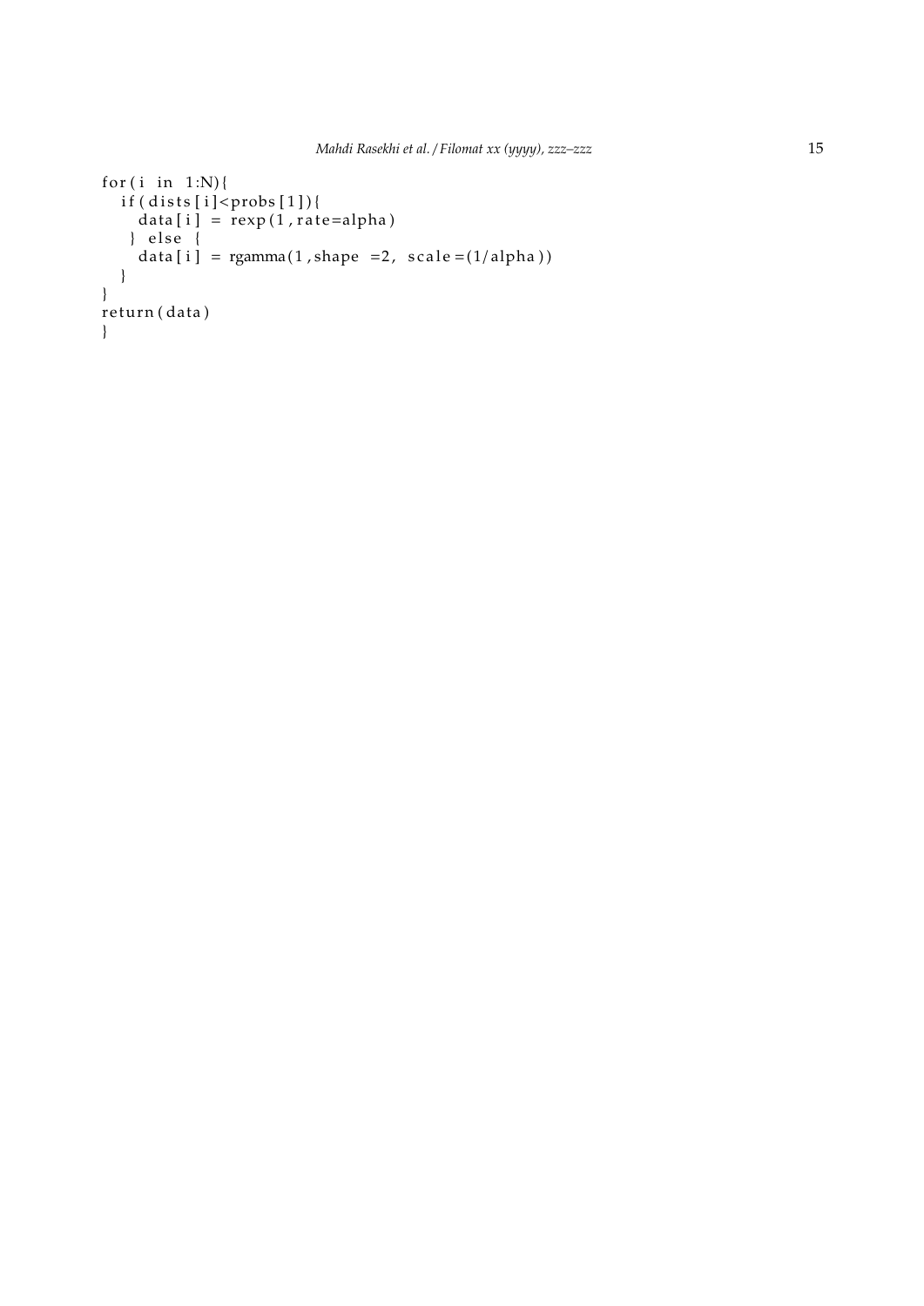```
for(i in 1:N){
  if(dists[i]<probs[1]){
    data[i] = rexp(1,rate=alpha)
   } else {
    data[i] = rgamma(1,shape =2, scale=(1/alpha))
  }
}
return(data)
}
```